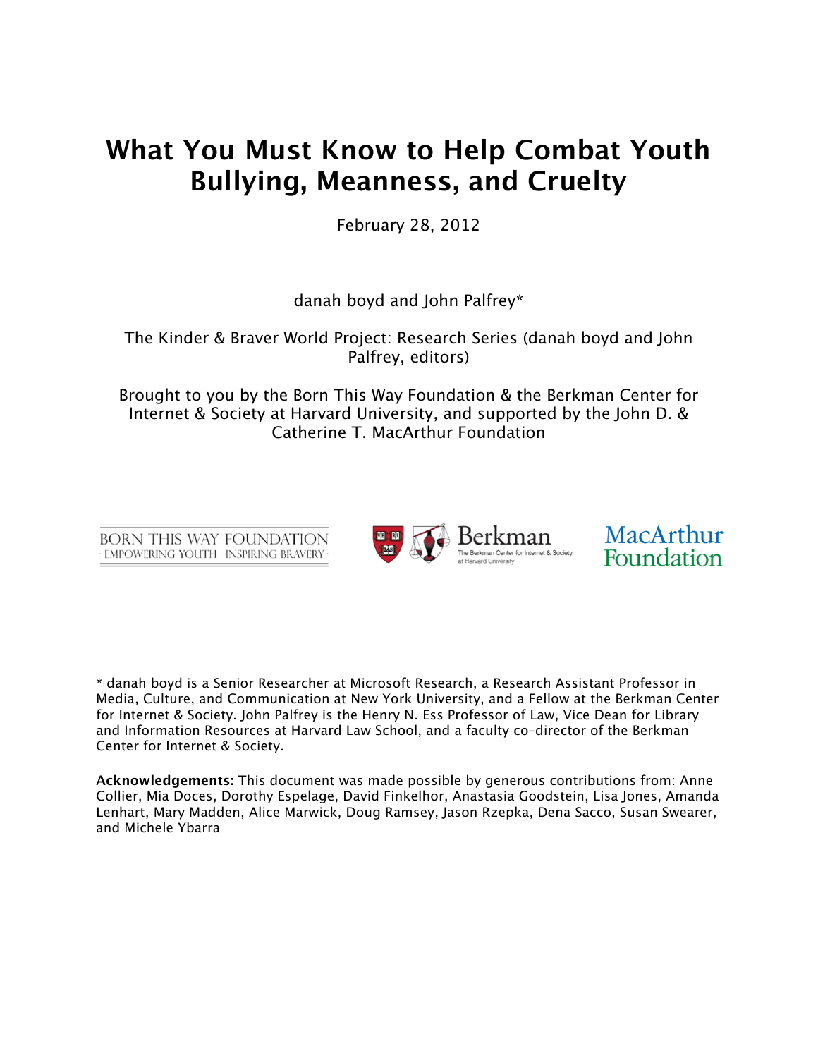# What You Must Know to Help Combat Youth Bullying, Meanness, and Cruelty

February 28, 2012

danah boyd and John Palfrey*

The Kinder & Braver World Project: Research Series (danah boyd and John Palfrey, editors)

Brought to you by the Born This Way Foundation & the Berkman Center for Internet & Society at Harvard University, and supported by the John D. & Catherine T. MacArthur Foundation

BORN THIS WAY FOUNDATION · EMPOWERING YOUTH · INSPIRING BRAVERY ·

Berkman — The Berkman Center for Internet & Society at Harvard University

MacArthur Foundation

* danah boyd is a Senior Researcher at Microsoft Research, a Research Assistant Professor in Media, Culture, and Communication at New York University, and a Fellow at the Berkman Center for Internet & Society. John Palfrey is the Henry N. Ess Professor of Law, Vice Dean for Library and Information Resources at Harvard Law School, and a faculty co-director of the Berkman Center for Internet & Society.

**Acknowledgements:** This document was made possible by generous contributions from: Anne Collier, Mia Doces, Dorothy Espelage, David Finkelhor, Anastasia Goodstein, Lisa Jones, Amanda Lenhart, Mary Madden, Alice Marwick, Doug Ramsey, Jason Rzepka, Dena Sacco, Susan Swearer, and Michele Ybarra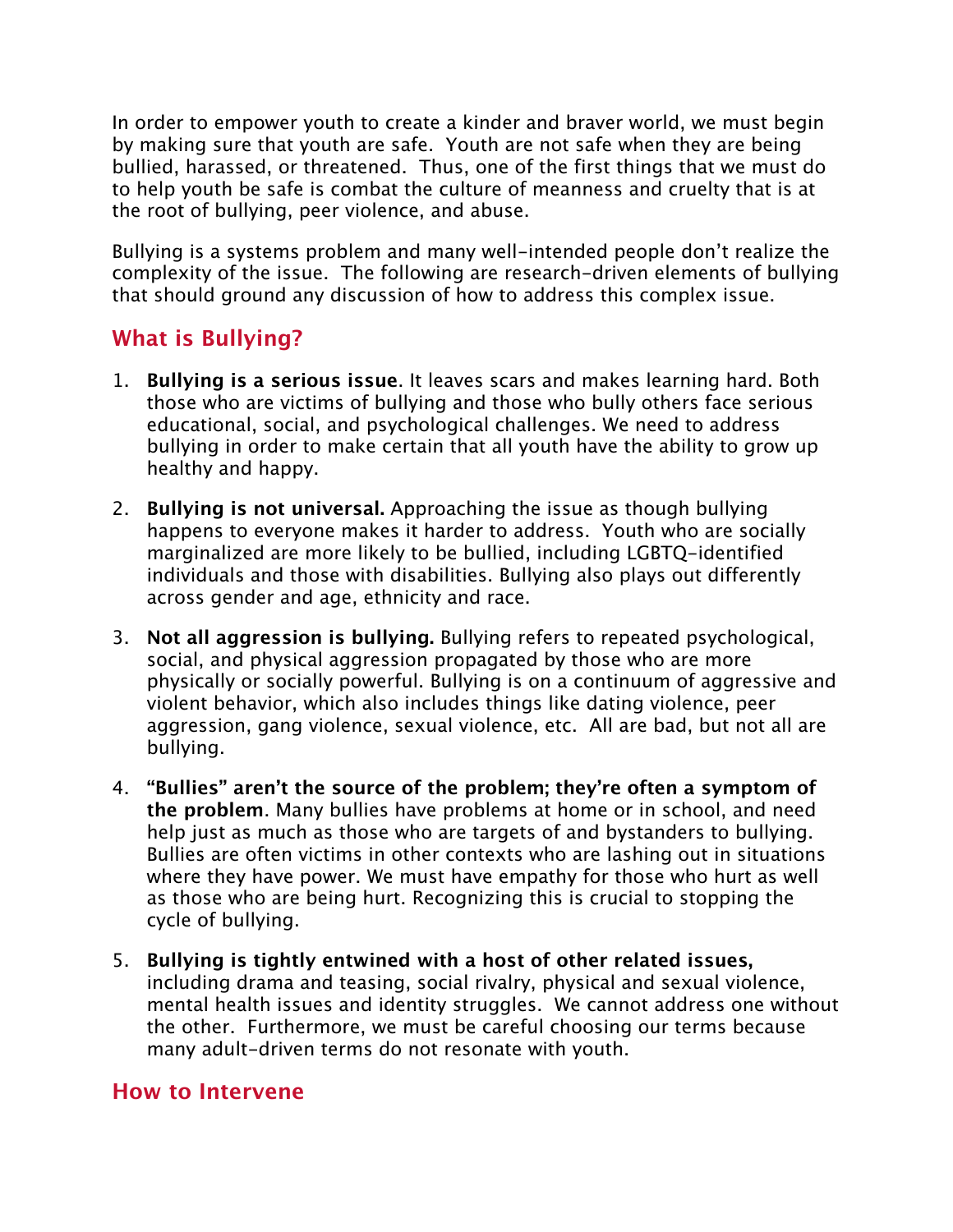In order to empower youth to create a kinder and braver world, we must begin by making sure that youth are safe. Youth are not safe when they are being bullied, harassed, or threatened. Thus, one of the first things that we must do to help youth be safe is combat the culture of meanness and cruelty that is at the root of bullying, peer violence, and abuse.

Bullying is a systems problem and many well-intended people don't realize the complexity of the issue. The following are research-driven elements of bullying that should ground any discussion of how to address this complex issue.

## What is Bullying?

1. **Bullying is a serious issue**. It leaves scars and makes learning hard. Both those who are victims of bullying and those who bully others face serious educational, social, and psychological challenges. We need to address bullying in order to make certain that all youth have the ability to grow up healthy and happy.

2. **Bullying is not universal.** Approaching the issue as though bullying happens to everyone makes it harder to address. Youth who are socially marginalized are more likely to be bullied, including LGBTQ-identified individuals and those with disabilities. Bullying also plays out differently across gender and age, ethnicity and race.

3. **Not all aggression is bullying.** Bullying refers to repeated psychological, social, and physical aggression propagated by those who are more physically or socially powerful. Bullying is on a continuum of aggressive and violent behavior, which also includes things like dating violence, peer aggression, gang violence, sexual violence, etc. All are bad, but not all are bullying.

4. **"Bullies" aren't the source of the problem; they're often a symptom of the problem**. Many bullies have problems at home or in school, and need help just as much as those who are targets of and bystanders to bullying. Bullies are often victims in other contexts who are lashing out in situations where they have power. We must have empathy for those who hurt as well as those who are being hurt. Recognizing this is crucial to stopping the cycle of bullying.

5. **Bullying is tightly entwined with a host of other related issues,** including drama and teasing, social rivalry, physical and sexual violence, mental health issues and identity struggles. We cannot address one without the other. Furthermore, we must be careful choosing our terms because many adult-driven terms do not resonate with youth.

## How to Intervene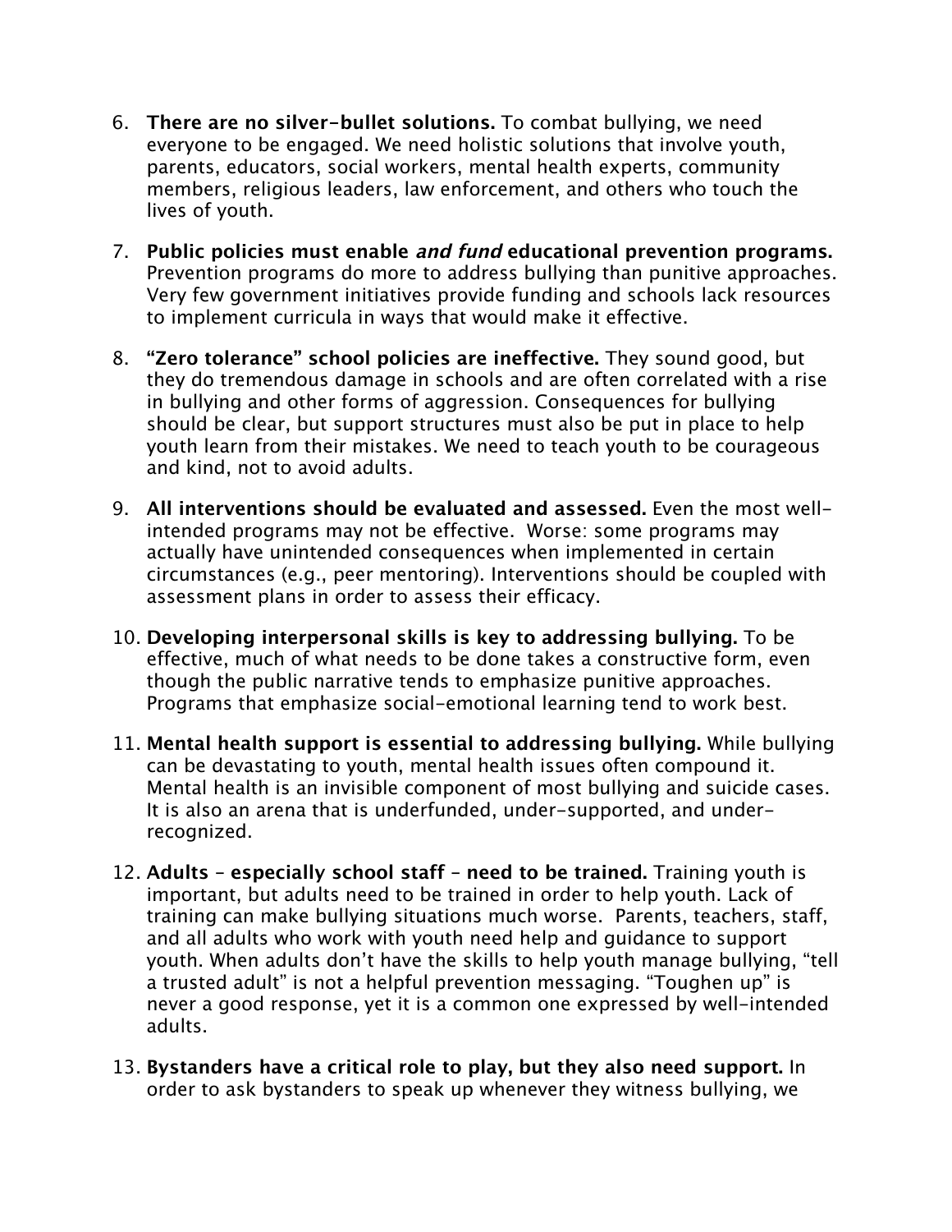6. **There are no silver-bullet solutions.** To combat bullying, we need everyone to be engaged. We need holistic solutions that involve youth, parents, educators, social workers, mental health experts, community members, religious leaders, law enforcement, and others who touch the lives of youth.

7. **Public policies must enable *and fund* educational prevention programs.** Prevention programs do more to address bullying than punitive approaches. Very few government initiatives provide funding and schools lack resources to implement curricula in ways that would make it effective.

8. **"Zero tolerance" school policies are ineffective.** They sound good, but they do tremendous damage in schools and are often correlated with a rise in bullying and other forms of aggression. Consequences for bullying should be clear, but support structures must also be put in place to help youth learn from their mistakes. We need to teach youth to be courageous and kind, not to avoid adults.

9. **All interventions should be evaluated and assessed.** Even the most well-intended programs may not be effective. Worse: some programs may actually have unintended consequences when implemented in certain circumstances (e.g., peer mentoring). Interventions should be coupled with assessment plans in order to assess their efficacy.

10. **Developing interpersonal skills is key to addressing bullying.** To be effective, much of what needs to be done takes a constructive form, even though the public narrative tends to emphasize punitive approaches. Programs that emphasize social-emotional learning tend to work best.

11. **Mental health support is essential to addressing bullying.** While bullying can be devastating to youth, mental health issues often compound it. Mental health is an invisible component of most bullying and suicide cases. It is also an arena that is underfunded, under-supported, and under-recognized.

12. **Adults – especially school staff – need to be trained.** Training youth is important, but adults need to be trained in order to help youth. Lack of training can make bullying situations much worse. Parents, teachers, staff, and all adults who work with youth need help and guidance to support youth. When adults don't have the skills to help youth manage bullying, "tell a trusted adult" is not a helpful prevention messaging. "Toughen up" is never a good response, yet it is a common one expressed by well-intended adults.

13. **Bystanders have a critical role to play, but they also need support.** In order to ask bystanders to speak up whenever they witness bullying, we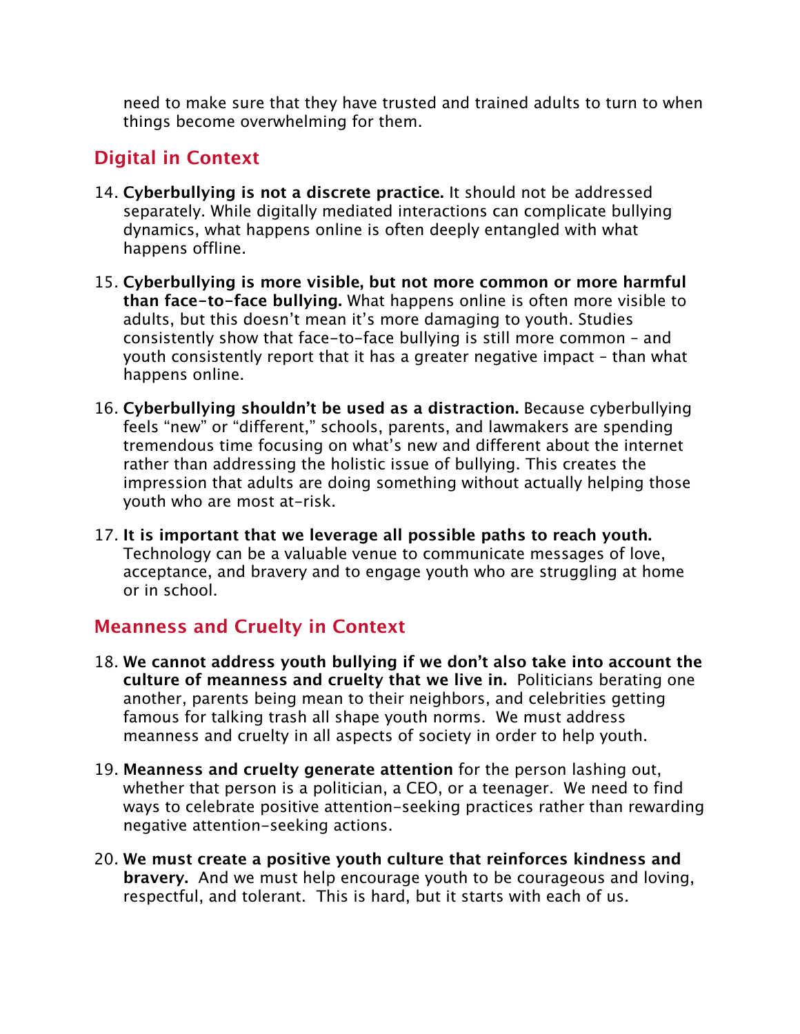need to make sure that they have trusted and trained adults to turn to when things become overwhelming for them.

## Digital in Context

14. **Cyberbullying is not a discrete practice.** It should not be addressed separately. While digitally mediated interactions can complicate bullying dynamics, what happens online is often deeply entangled with what happens offline.

15. **Cyberbullying is more visible, but not more common or more harmful than face-to-face bullying.** What happens online is often more visible to adults, but this doesn't mean it's more damaging to youth. Studies consistently show that face-to-face bullying is still more common – and youth consistently report that it has a greater negative impact – than what happens online.

16. **Cyberbullying shouldn't be used as a distraction.** Because cyberbullying feels "new" or "different," schools, parents, and lawmakers are spending tremendous time focusing on what's new and different about the internet rather than addressing the holistic issue of bullying. This creates the impression that adults are doing something without actually helping those youth who are most at-risk.

17. **It is important that we leverage all possible paths to reach youth.** Technology can be a valuable venue to communicate messages of love, acceptance, and bravery and to engage youth who are struggling at home or in school.

## Meanness and Cruelty in Context

18. **We cannot address youth bullying if we don't also take into account the culture of meanness and cruelty that we live in.** Politicians berating one another, parents being mean to their neighbors, and celebrities getting famous for talking trash all shape youth norms. We must address meanness and cruelty in all aspects of society in order to help youth.

19. **Meanness and cruelty generate attention** for the person lashing out, whether that person is a politician, a CEO, or a teenager. We need to find ways to celebrate positive attention-seeking practices rather than rewarding negative attention-seeking actions.

20. **We must create a positive youth culture that reinforces kindness and bravery.** And we must help encourage youth to be courageous and loving, respectful, and tolerant. This is hard, but it starts with each of us.